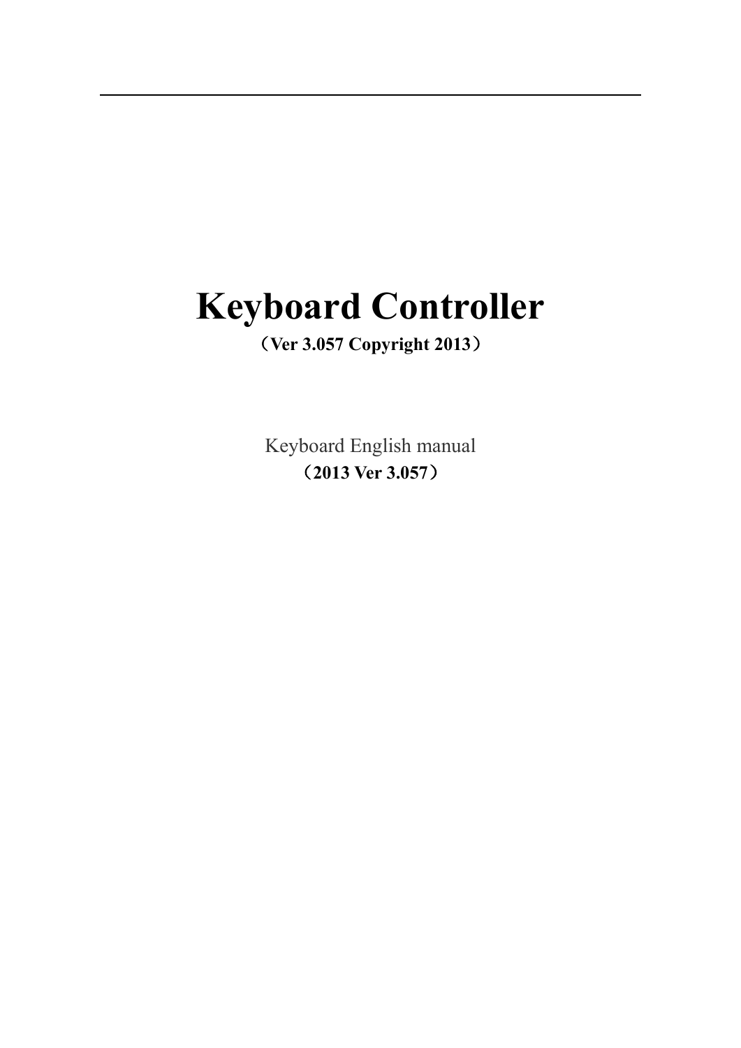# Keyboard Controller

**（Ver 3.057 Copyright 2013）**

Keyboard English manual

**（2013 Ver 3.057）**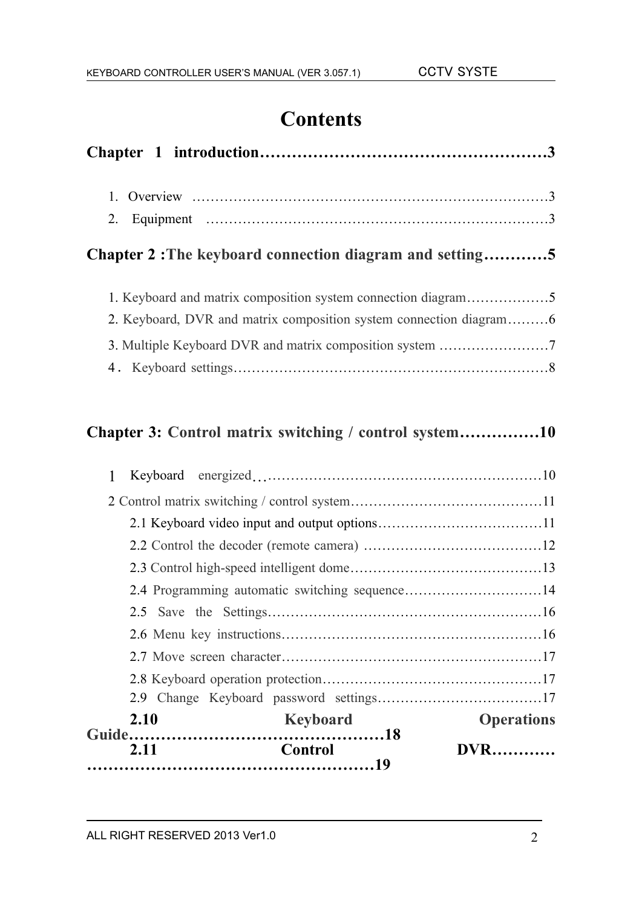# Contents

**Chapter 1 introduction……………………………………………3**

1. Overview ……………………………………………………………………3
2. Equipment …………………………………………………………………3

**Chapter 2 :The keyboard connection diagram and setting…………5**

1. Keyboard and matrix composition system connection diagram………………5
2. Keyboard, DVR and matrix composition system connection diagram………6
3. Multiple Keyboard DVR and matrix composition system ……………………7
4. Keyboard settings……………………………………………………………8

**Chapter 3: Control matrix switching / control system……………10**

1 Keyboard energized……………………………………………………10

2 Control matrix switching / control system……………………………………11

2.1 Keyboard video input and output options………………………………11

2.2 Control the decoder (remote camera) …………………………………12

2.3 Control high-speed intelligent dome……………………………………13

2.4 Programming automatic switching sequence…………………………14

2.5 Save the Settings……………………………………………………16

2.6 Menu key instructions…………………………………………………16

2.7 Move screen character…………………………………………………17

2.8 Keyboard operation protection…………………………………………17

2.9 Change Keyboard password settings……………………………………17

**2.10 Keyboard Operations Guide…………………………………………18**

**2.11 Control DVR……………………………………………………19**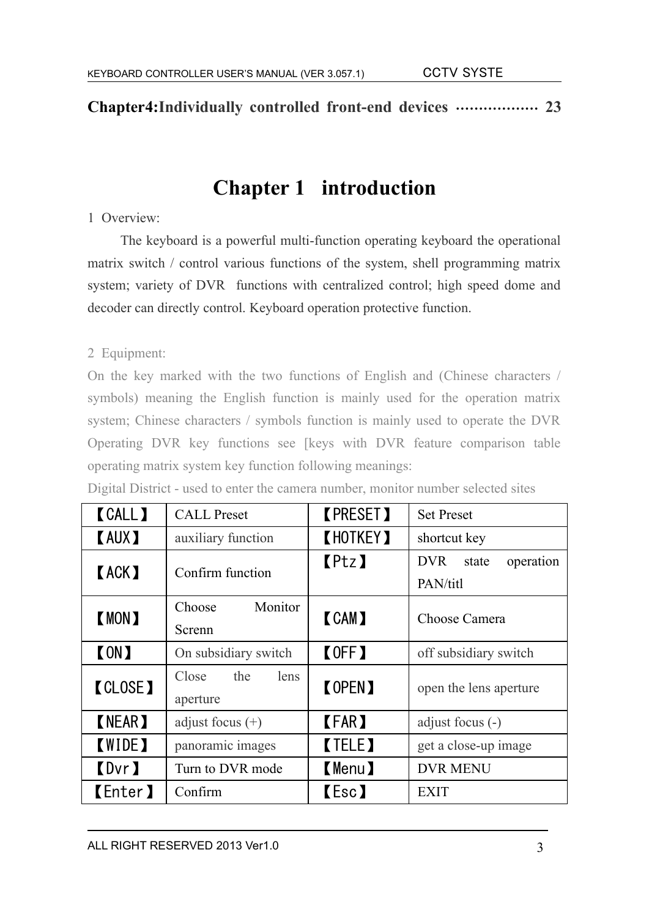**Chapter4:Individually controlled front-end devices .................. 23**

# Chapter 1 introduction

1 Overview:

The keyboard is a powerful multi-function operating keyboard the operational matrix switch / control various functions of the system, shell programming matrix system; variety of DVR functions with centralized control; high speed dome and decoder can directly control. Keyboard operation protective function.

2 Equipment:

On the key marked with the two functions of English and (Chinese characters / symbols) meaning the English function is mainly used for the operation matrix system; Chinese characters / symbols function is mainly used to operate the DVR Operating DVR key functions see [keys with DVR feature comparison table operating matrix system key function following meanings:

Digital District - used to enter the camera number, monitor number selected sites

| 【CALL】 | CALL Preset | 【PRESET】 | Set Preset |
|---|---|---|---|
| 【AUX】 | auxiliary function | 【HOTKEY】 | shortcut key |
| 【ACK】 | Confirm function | 【Ptz】 | DVR state operation PAN/titl |
| 【MON】 | Choose Monitor Screnn | 【CAM】 | Choose Camera |
| 【ON】 | On subsidiary switch | 【OFF】 | off subsidiary switch |
| 【CLOSE】 | Close the lens aperture | 【OPEN】 | open the lens aperture |
| 【NEAR】 | adjust focus (+) | 【FAR】 | adjust focus (-) |
| 【WIDE】 | panoramic images | 【TELE】 | get a close-up image |
| 【Dvr】 | Turn to DVR mode | 【Menu】 | DVR MENU |
| 【Enter】 | Confirm | 【Esc】 | EXIT |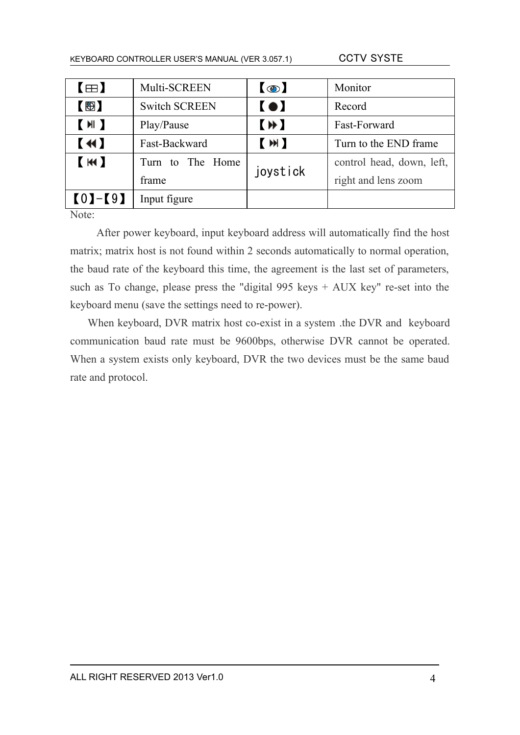| 【⊞】 | Multi-SCREEN | 【👁】 | Monitor |
|---|---|---|---|
| 【⊕】 | Switch SCREEN | 【●】 | Record |
| 【⏯】 | Play/Pause | 【⏩】 | Fast-Forward |
| 【⏪】 | Fast-Backward | 【⏭】 | Turn to the END frame |
| 【⏮】 | Turn to The Home frame | joystick | control head, down, left, right and lens zoom |
| 【0】-【9】 | Input figure | | |

Note:

After power keyboard, input keyboard address will automatically find the host matrix; matrix host is not found within 2 seconds automatically to normal operation, the baud rate of the keyboard this time, the agreement is the last set of parameters, such as To change, please press the "digital 995 keys + AUX key" re-set into the keyboard menu (save the settings need to re-power).

When keyboard, DVR matrix host co-exist in a system .the DVR and keyboard communication baud rate must be 9600bps, otherwise DVR cannot be operated. When a system exists only keyboard, DVR the two devices must be the same baud rate and protocol.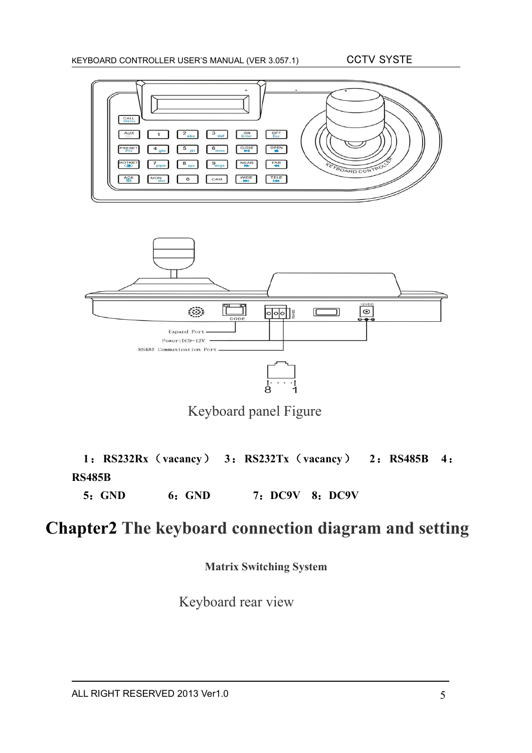Keyboard panel Figure

**1：RS232Rx（vacancy） 3：RS232Tx（vacancy） 2：RS485B 4：RS485B**

**5：GND 6：GND 7：DC9V 8：DC9V**

# Chapter2 The keyboard connection diagram and setting

**Matrix Switching System**

Keyboard rear view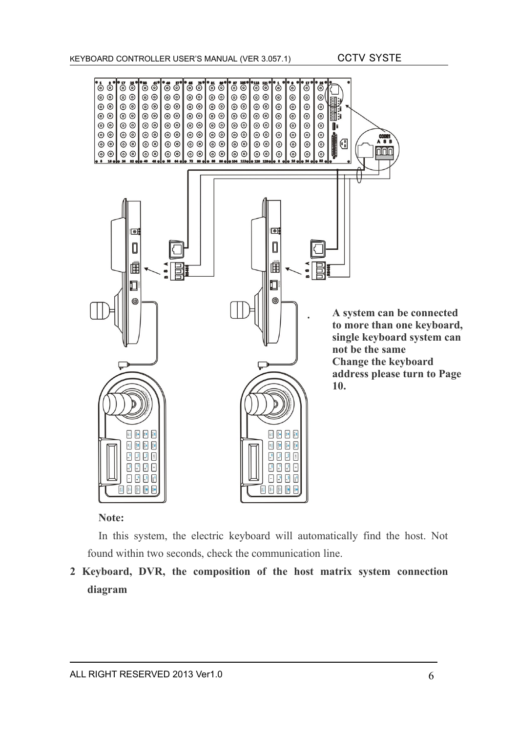A system can be connected to more than one keyboard, single keyboard system can not be the same

Change the keyboard address please turn to Page 10.

**Note:**

In this system, the electric keyboard will automatically find the host. Not found within two seconds, check the communication line.

## 2 Keyboard, DVR, the composition of the host matrix system connection diagram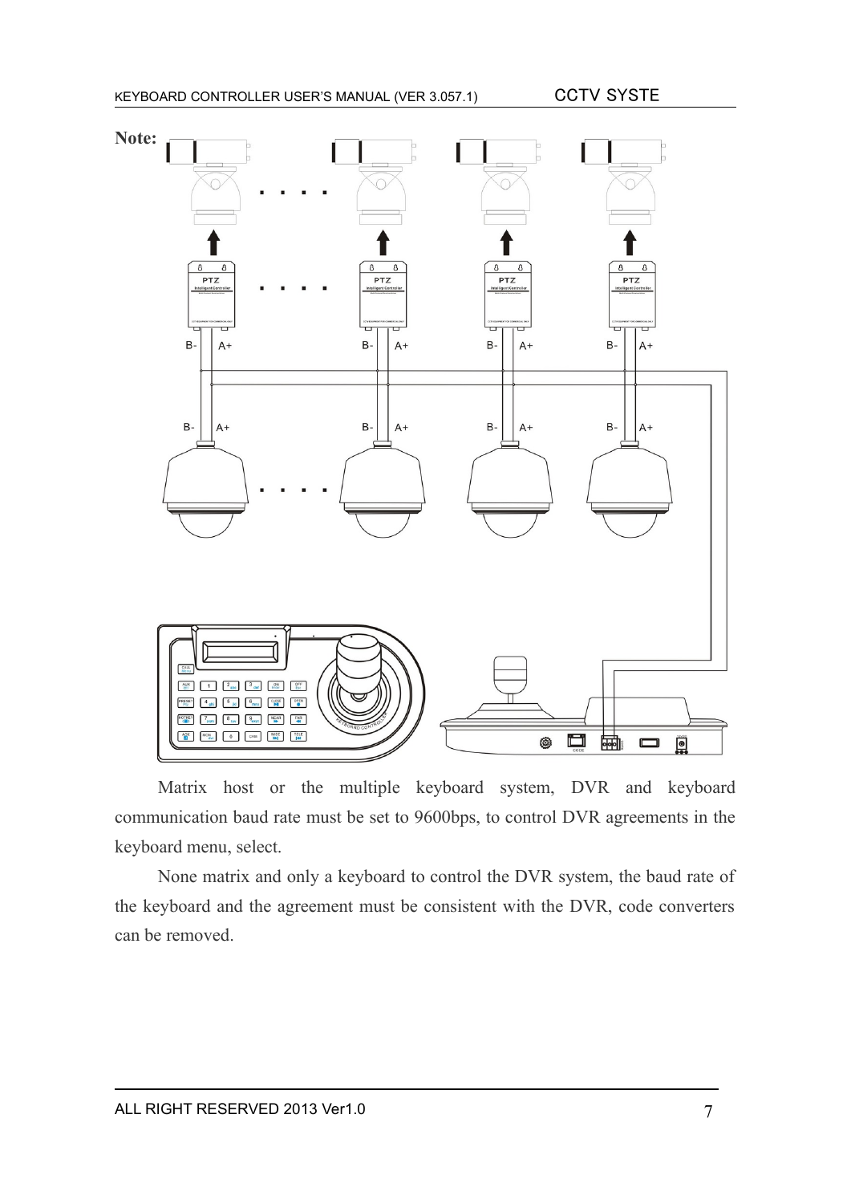**Note:**

Matrix host or the multiple keyboard system, DVR and keyboard communication baud rate must be set to 9600bps, to control DVR agreements in the keyboard menu, select.

None matrix and only a keyboard to control the DVR system, the baud rate of the keyboard and the agreement must be consistent with the DVR, code converters can be removed.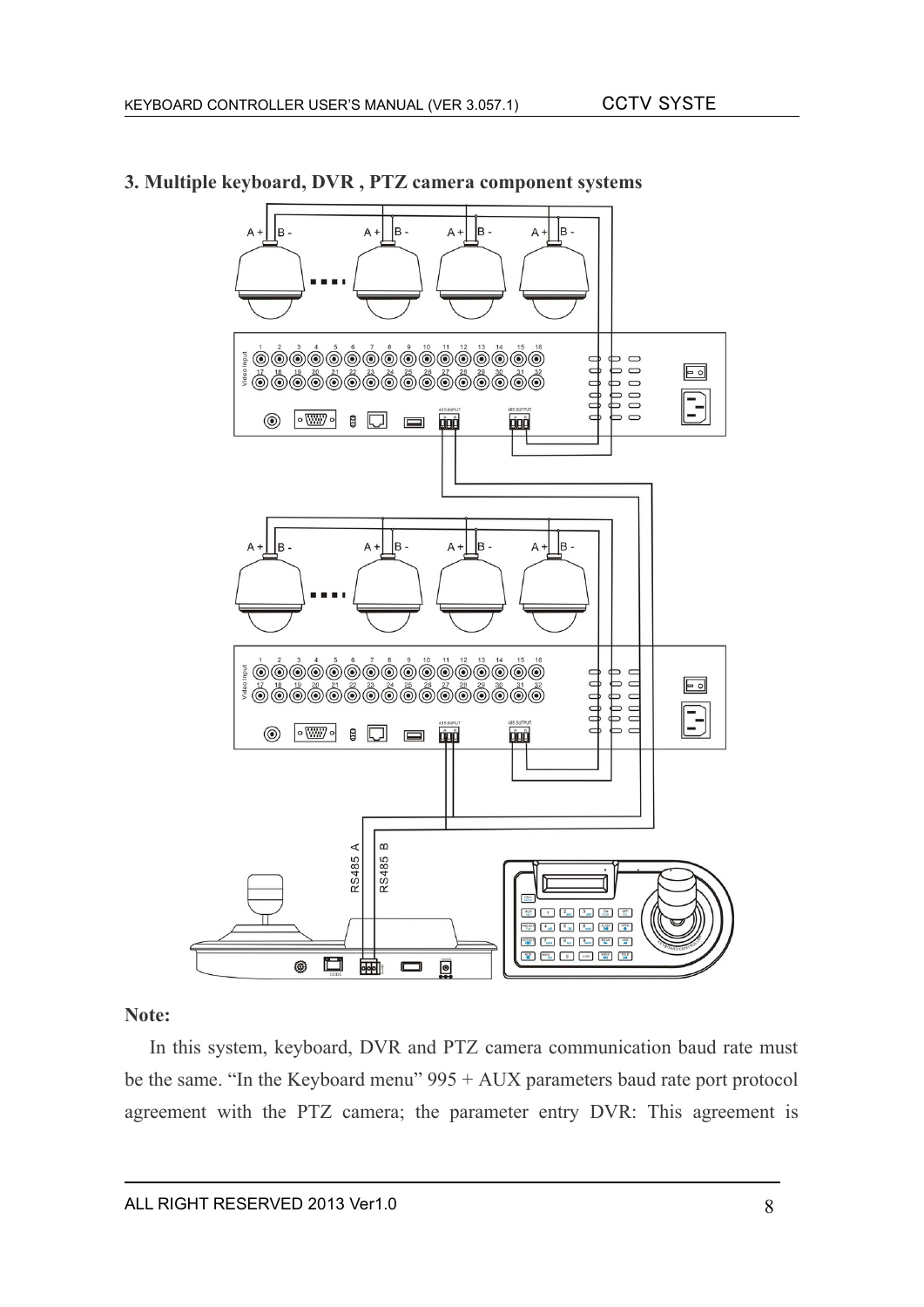### 3. Multiple keyboard, DVR , PTZ camera component systems

**Note:**

In this system, keyboard, DVR and PTZ camera communication baud rate must be the same. “In the Keyboard menu” 995 + AUX parameters baud rate port protocol agreement with the PTZ camera; the parameter entry DVR: This agreement is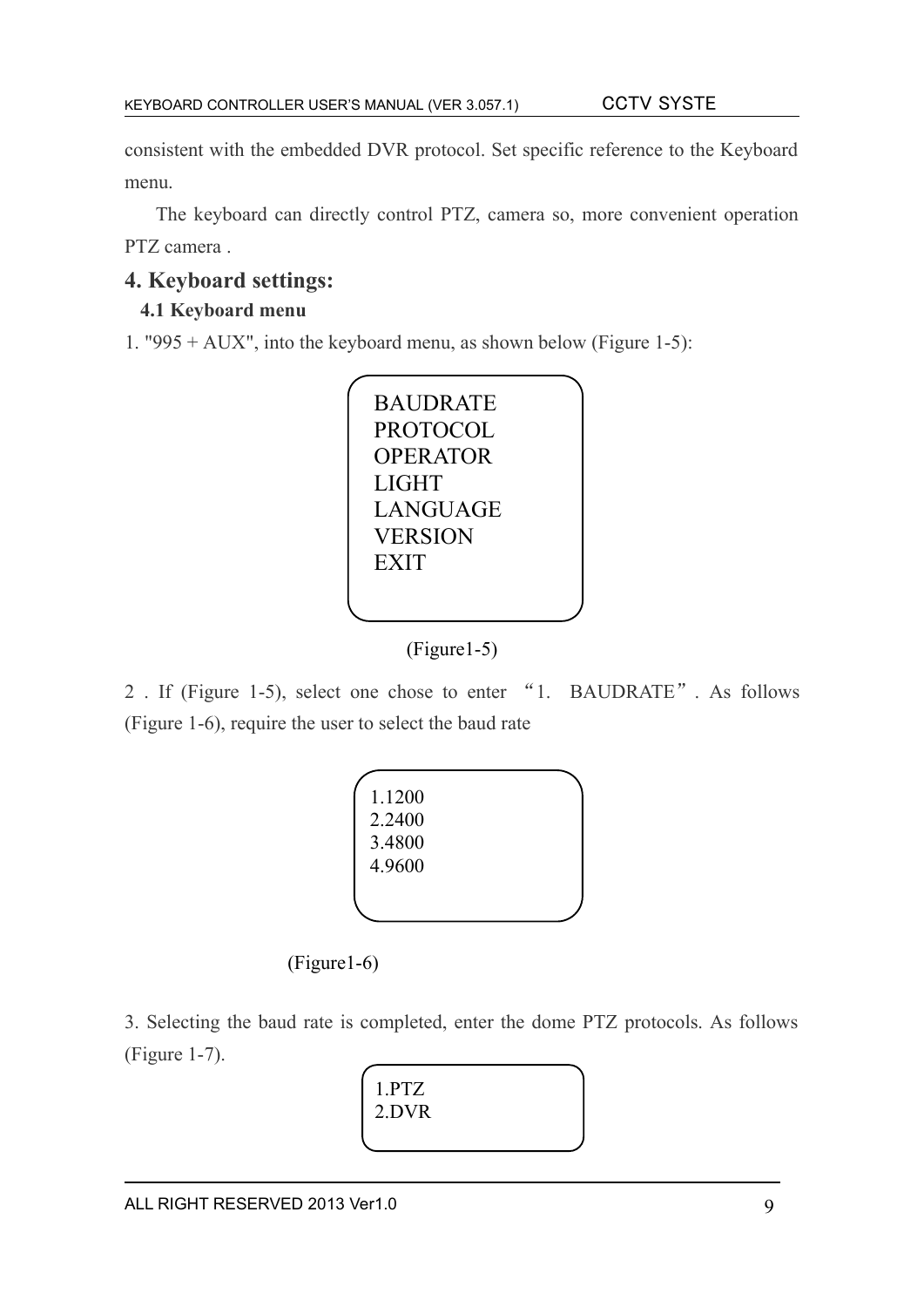consistent with the embedded DVR protocol. Set specific reference to the Keyboard menu.

The keyboard can directly control PTZ, camera so, more convenient operation PTZ camera .

## 4. Keyboard settings:

### 4.1 Keyboard menu

1. "995 + AUX", into the keyboard menu, as shown below (Figure 1-5):

```
BAUDRATE
PROTOCOL
OPERATOR
LIGHT
LANGUAGE
VERSION
EXIT
```

(Figure1-5)

2 . If (Figure 1-5), select one chose to enter "1. BAUDRATE". As follows (Figure 1-6), require the user to select the baud rate

```
1.1200
2.2400
3.4800
4.9600
```

(Figure1-6)

3. Selecting the baud rate is completed, enter the dome PTZ protocols. As follows (Figure 1-7).

```
1.PTZ
2.DVR
```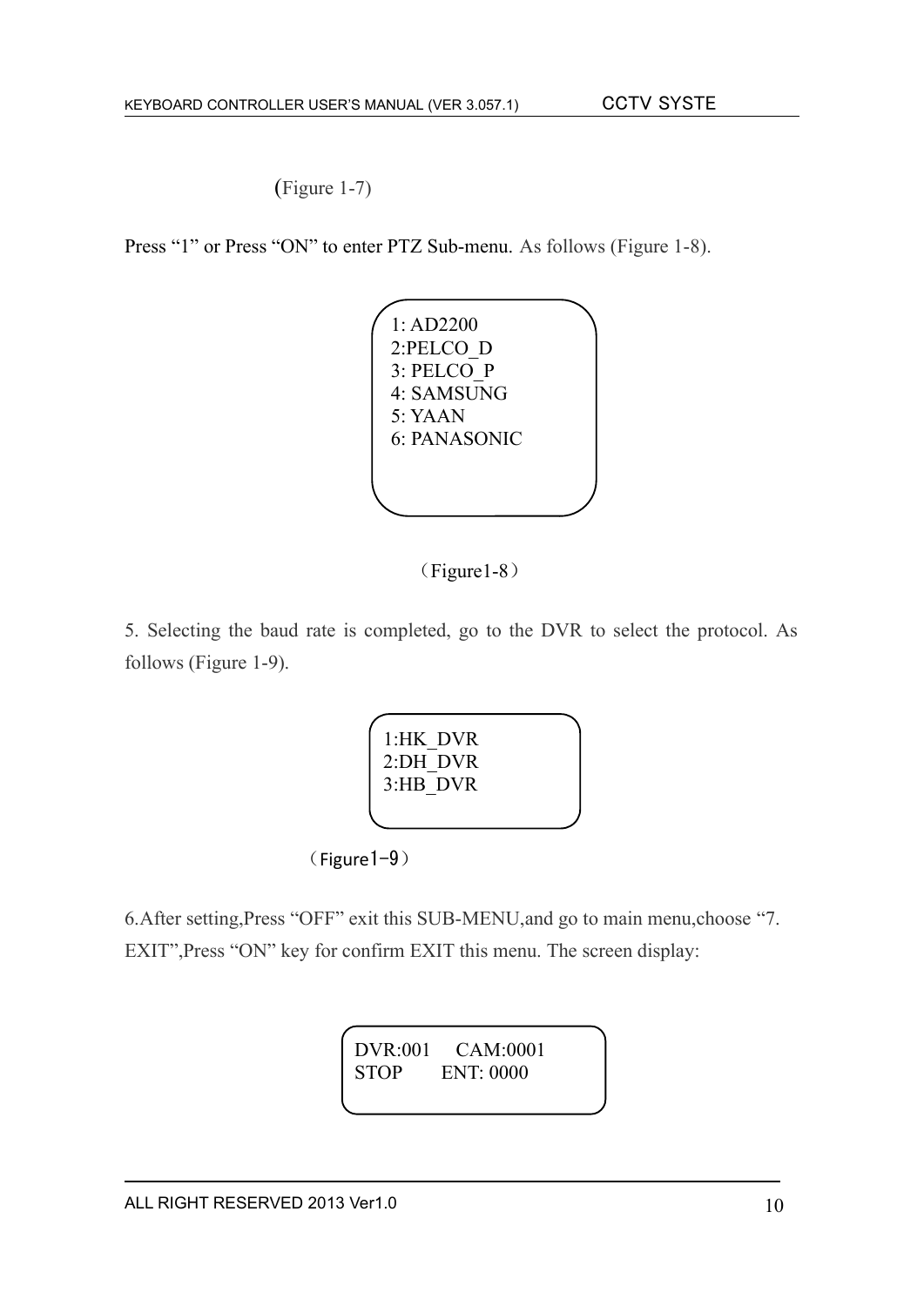(Figure 1-7)

Press “1” or Press “ON” to enter PTZ Sub-menu. As follows (Figure 1-8).

```
1: AD2200
2:PELCO_D
3: PELCO_P
4: SAMSUNG
5: YAAN
6: PANASONIC
```

（Figure1-8）

5. Selecting the baud rate is completed, go to the DVR to select the protocol. As follows (Figure 1-9).

```
1:HK_DVR
2:DH_DVR
3:HB_DVR
```

（Figure1-9）

6.After setting,Press “OFF” exit this SUB-MENU,and go to main menu,choose “7. EXIT”,Press “ON” key for confirm EXIT this menu. The screen display:

```
DVR:001     CAM:0001
STOP        ENT: 0000
```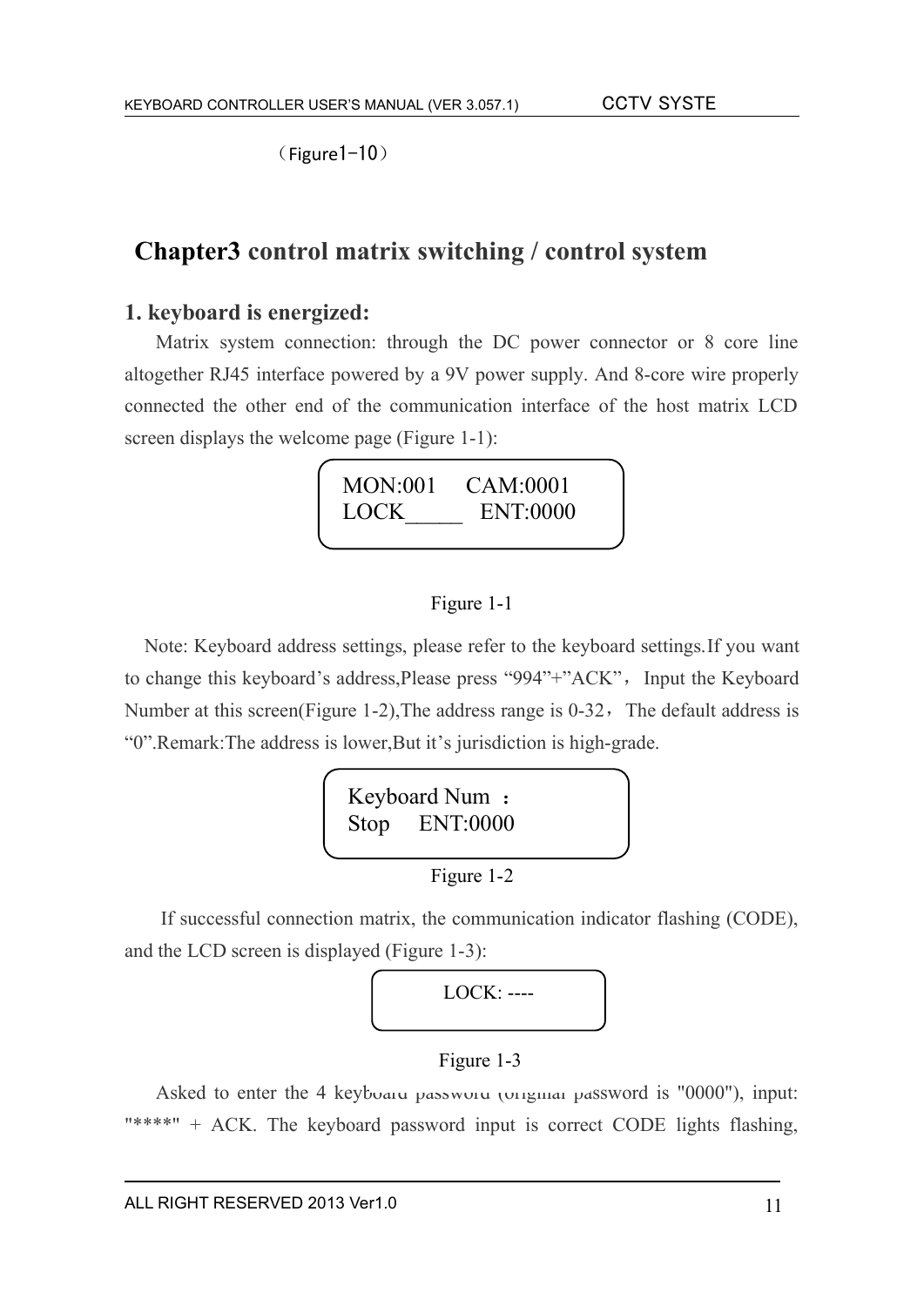（Figure1-10）

## Chapter3 control matrix switching / control system

### 1. keyboard is energized:

Matrix system connection: through the DC power connector or 8 core line altogether RJ45 interface powered by a 9V power supply. And 8-core wire properly connected the other end of the communication interface of the host matrix LCD screen displays the welcome page (Figure 1-1):

```
MON:001     CAM:0001
LOCK_____    ENT:0000
```

Figure 1-1

Note: Keyboard address settings, please refer to the keyboard settings.If you want to change this keyboard's address,Please press "994"+"ACK"， Input the Keyboard Number at this screen(Figure 1-2),The address range is 0-32，The default address is "0".Remark:The address is lower,But it's jurisdiction is high-grade.

```
Keyboard Num ：
Stop     ENT:0000
```

Figure 1-2

If successful connection matrix, the communication indicator flashing (CODE), and the LCD screen is displayed (Figure 1-3):

```
LOCK: ----
```

Figure 1-3

Asked to enter the 4 keyboard password (original password is "0000"), input: "****" + ACK. The keyboard password input is correct CODE lights flashing,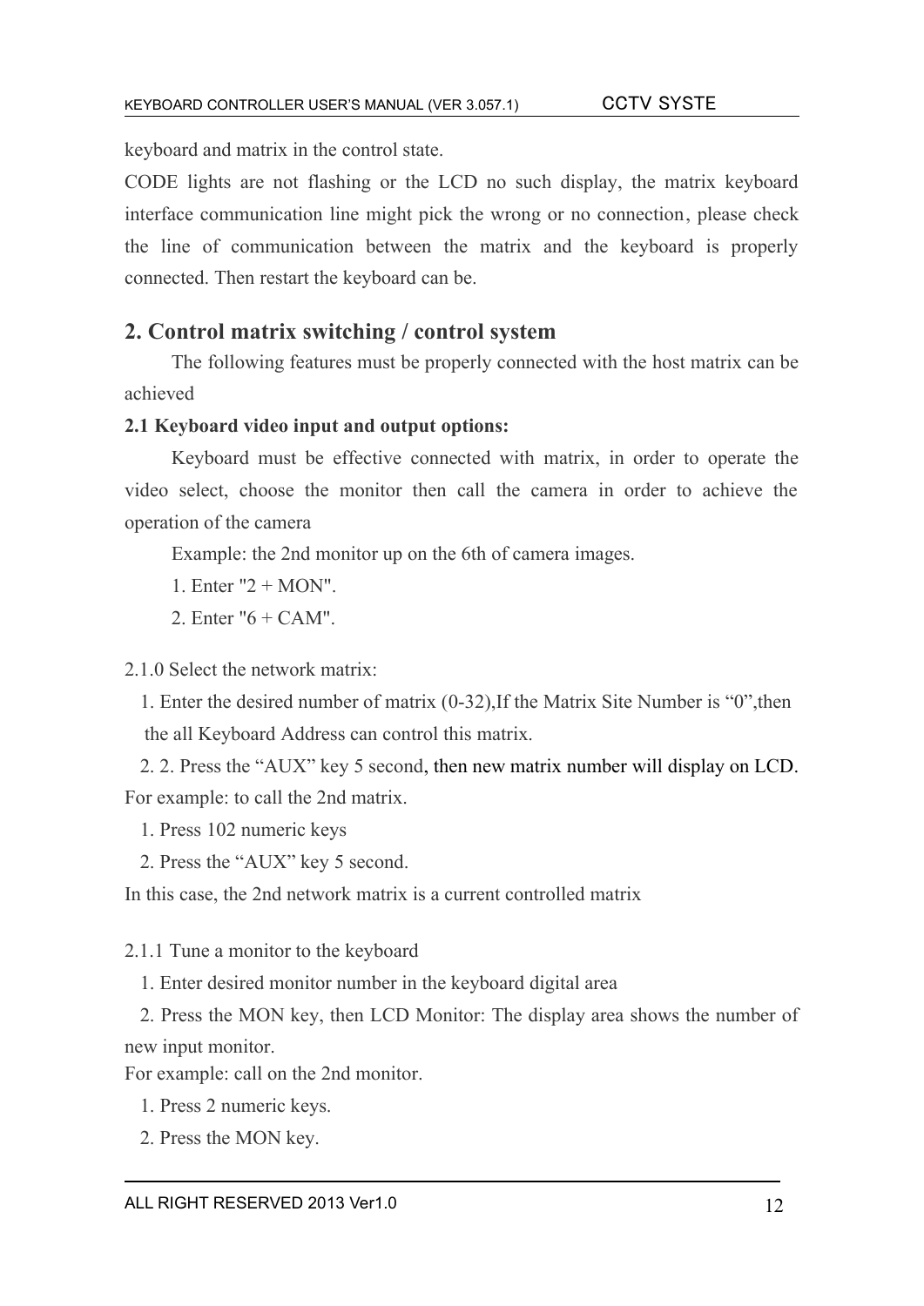keyboard and matrix in the control state.

CODE lights are not flashing or the LCD no such display, the matrix keyboard interface communication line might pick the wrong or no connection, please check the line of communication between the matrix and the keyboard is properly connected. Then restart the keyboard can be.

## 2. Control matrix switching / control system

The following features must be properly connected with the host matrix can be achieved

**2.1 Keyboard video input and output options:**

Keyboard must be effective connected with matrix, in order to operate the video select, choose the monitor then call the camera in order to achieve the operation of the camera

Example: the 2nd monitor up on the 6th of camera images.

1. Enter "2 + MON".
2. Enter "6 + CAM".

2.1.0 Select the network matrix:

1. Enter the desired number of matrix (0-32),If the Matrix Site Number is "0",then the all Keyboard Address can control this matrix.
2. 2. Press the "AUX" key 5 second, then new matrix number will display on LCD.

For example: to call the 2nd matrix.

1. Press 102 numeric keys
2. Press the "AUX" key 5 second.

In this case, the 2nd network matrix is a current controlled matrix

2.1.1 Tune a monitor to the keyboard

1. Enter desired monitor number in the keyboard digital area
2. Press the MON key, then LCD Monitor: The display area shows the number of new input monitor.

For example: call on the 2nd monitor.

1. Press 2 numeric keys.
2. Press the MON key.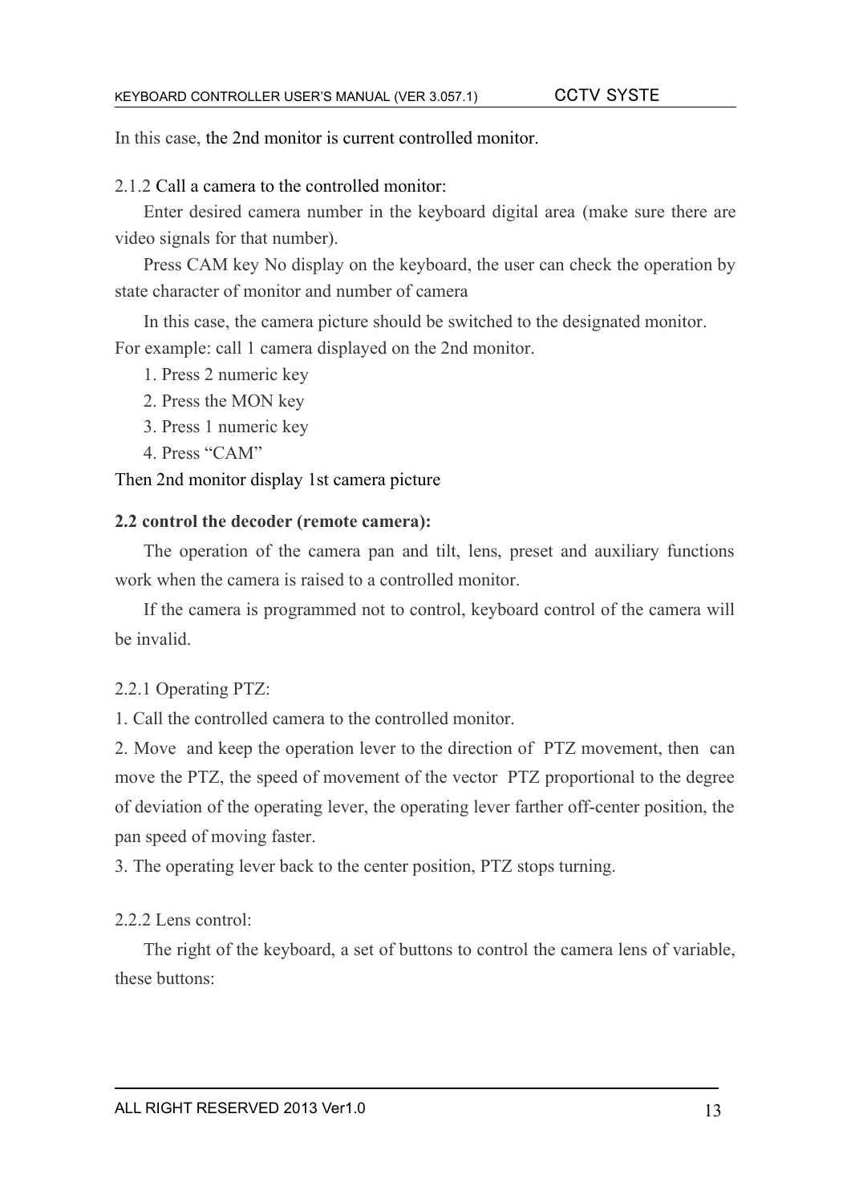In this case, the 2nd monitor is current controlled monitor.

2.1.2 Call a camera to the controlled monitor:

Enter desired camera number in the keyboard digital area (make sure there are video signals for that number).

Press CAM key No display on the keyboard, the user can check the operation by state character of monitor and number of camera

In this case, the camera picture should be switched to the designated monitor.
For example: call 1 camera displayed on the 2nd monitor.

1. Press 2 numeric key
2. Press the MON key
3. Press 1 numeric key
4. Press "CAM"

Then 2nd monitor display 1st camera picture

**2.2 control the decoder (remote camera):**

The operation of the camera pan and tilt, lens, preset and auxiliary functions work when the camera is raised to a controlled monitor.

If the camera is programmed not to control, keyboard control of the camera will be invalid.

2.2.1 Operating PTZ:

1. Call the controlled camera to the controlled monitor.
2. Move and keep the operation lever to the direction of PTZ movement, then can move the PTZ, the speed of movement of the vector PTZ proportional to the degree of deviation of the operating lever, the operating lever farther off-center position, the pan speed of moving faster.
3. The operating lever back to the center position, PTZ stops turning.

2.2.2 Lens control:

The right of the keyboard, a set of buttons to control the camera lens of variable, these buttons: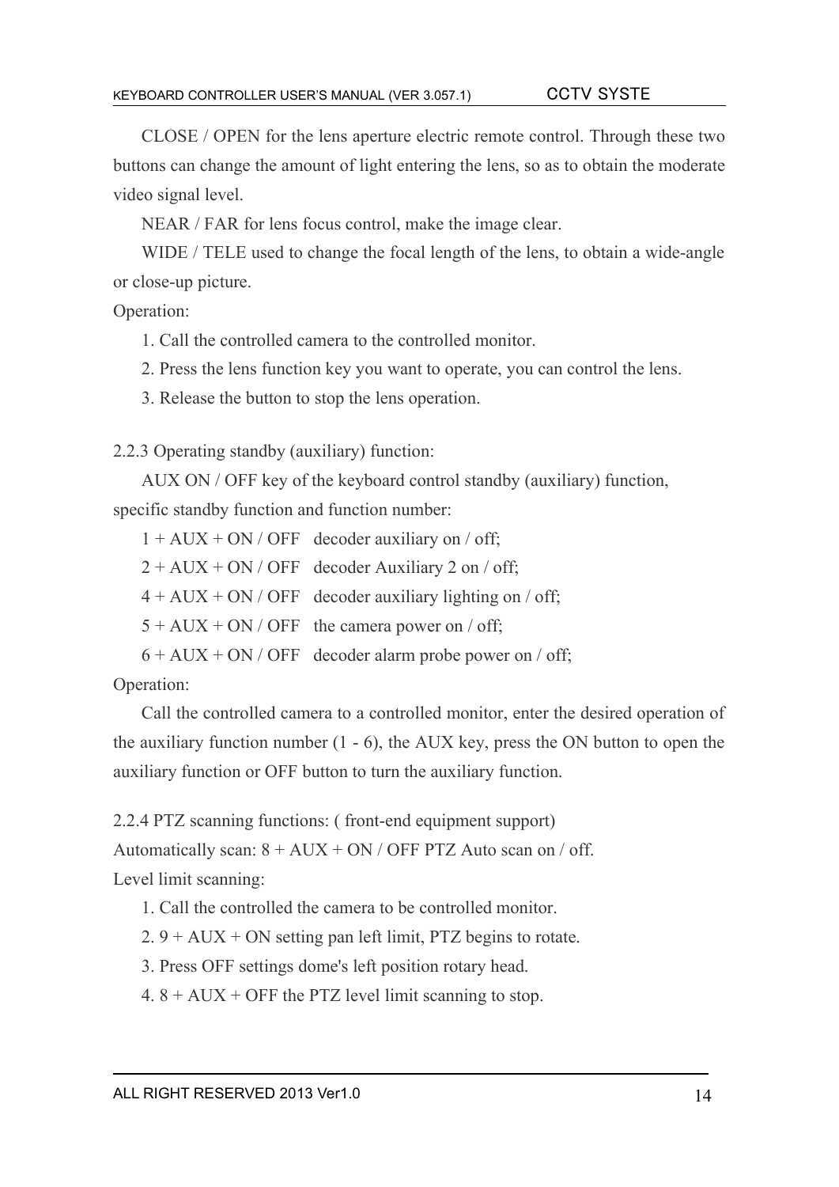CLOSE / OPEN for the lens aperture electric remote control. Through these two buttons can change the amount of light entering the lens, so as to obtain the moderate video signal level.

NEAR / FAR for lens focus control, make the image clear.

WIDE / TELE used to change the focal length of the lens, to obtain a wide-angle or close-up picture.

Operation:

1. Call the controlled camera to the controlled monitor.
2. Press the lens function key you want to operate, you can control the lens.
3. Release the button to stop the lens operation.

2.2.3 Operating standby (auxiliary) function:

AUX ON / OFF key of the keyboard control standby (auxiliary) function, specific standby function and function number:

1 + AUX + ON / OFF  decoder auxiliary on / off;

2 + AUX + ON / OFF  decoder Auxiliary 2 on / off;

4 + AUX + ON / OFF  decoder auxiliary lighting on / off;

5 + AUX + ON / OFF  the camera power on / off;

6 + AUX + ON / OFF  decoder alarm probe power on / off;

Operation:

Call the controlled camera to a controlled monitor, enter the desired operation of the auxiliary function number (1 - 6), the AUX key, press the ON button to open the auxiliary function or OFF button to turn the auxiliary function.

2.2.4 PTZ scanning functions: ( front-end equipment support)

Automatically scan: 8 + AUX + ON / OFF PTZ Auto scan on / off.

Level limit scanning:

1. Call the controlled the camera to be controlled monitor.
2. 9 + AUX + ON setting pan left limit, PTZ begins to rotate.
3. Press OFF settings dome's left position rotary head.
4. 8 + AUX + OFF the PTZ level limit scanning to stop.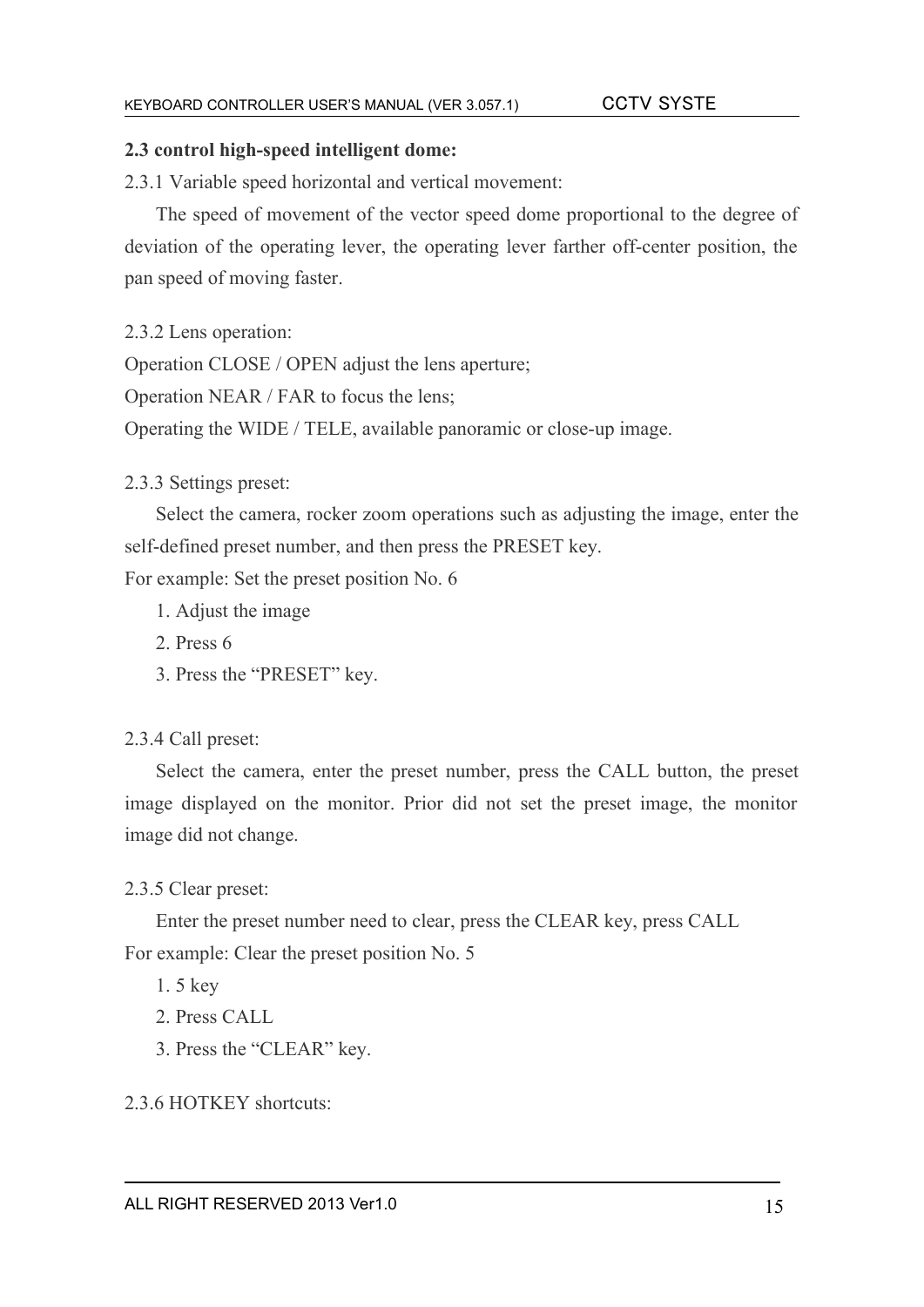## 2.3 control high-speed intelligent dome:

2.3.1 Variable speed horizontal and vertical movement:

The speed of movement of the vector speed dome proportional to the degree of deviation of the operating lever, the operating lever farther off-center position, the pan speed of moving faster.

2.3.2 Lens operation:

Operation CLOSE / OPEN adjust the lens aperture;

Operation NEAR / FAR to focus the lens;

Operating the WIDE / TELE, available panoramic or close-up image.

2.3.3 Settings preset:

Select the camera, rocker zoom operations such as adjusting the image, enter the self-defined preset number, and then press the PRESET key.

For example: Set the preset position No. 6

1. Adjust the image
2. Press 6
3. Press the "PRESET" key.

2.3.4 Call preset:

Select the camera, enter the preset number, press the CALL button, the preset image displayed on the monitor. Prior did not set the preset image, the monitor image did not change.

2.3.5 Clear preset:

Enter the preset number need to clear, press the CLEAR key, press CALL

For example: Clear the preset position No. 5

1. 5 key
2. Press CALL
3. Press the "CLEAR" key.

2.3.6 HOTKEY shortcuts: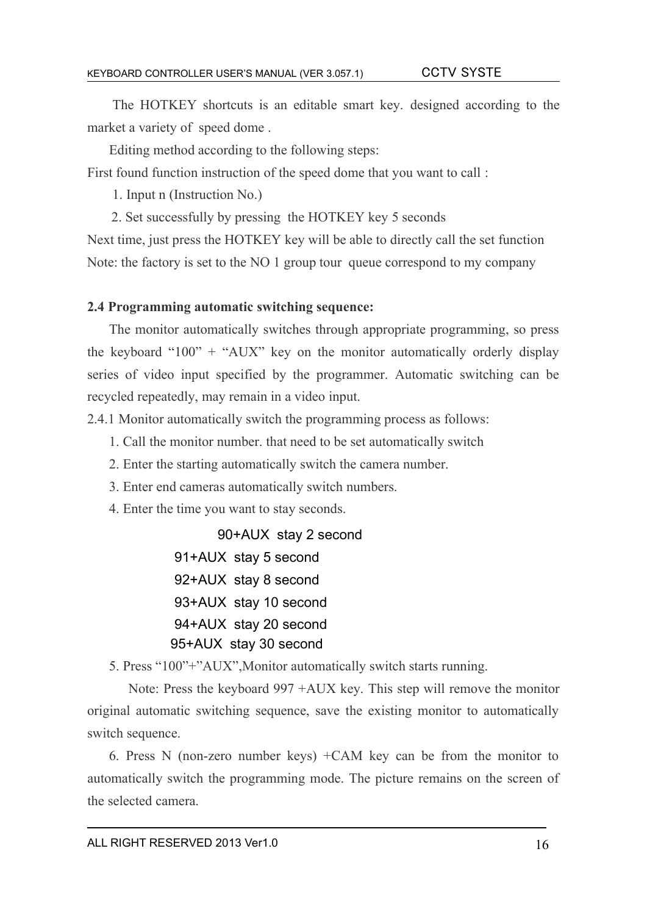The HOTKEY shortcuts is an editable smart key. designed according to the market a variety of speed dome .

Editing method according to the following steps:

First found function instruction of the speed dome that you want to call :

1. Input n (Instruction No.)
2. Set successfully by pressing the HOTKEY key 5 seconds

Next time, just press the HOTKEY key will be able to directly call the set function

Note: the factory is set to the NO 1 group tour queue correspond to my company

**2.4 Programming automatic switching sequence:**

The monitor automatically switches through appropriate programming, so press the keyboard "100" + "AUX" key on the monitor automatically orderly display series of video input specified by the programmer. Automatic switching can be recycled repeatedly, may remain in a video input.

2.4.1 Monitor automatically switch the programming process as follows:

1. Call the monitor number. that need to be set automatically switch
2. Enter the starting automatically switch the camera number.
3. Enter end cameras automatically switch numbers.
4. Enter the time you want to stay seconds.

90+AUX stay 2 second

91+AUX stay 5 second

92+AUX stay 8 second

93+AUX stay 10 second

94+AUX stay 20 second

95+AUX stay 30 second

5. Press "100"+"AUX",Monitor automatically switch starts running.

Note: Press the keyboard 997 +AUX key. This step will remove the monitor original automatic switching sequence, save the existing monitor to automatically switch sequence.

6. Press N (non-zero number keys) +CAM key can be from the monitor to automatically switch the programming mode. The picture remains on the screen of the selected camera.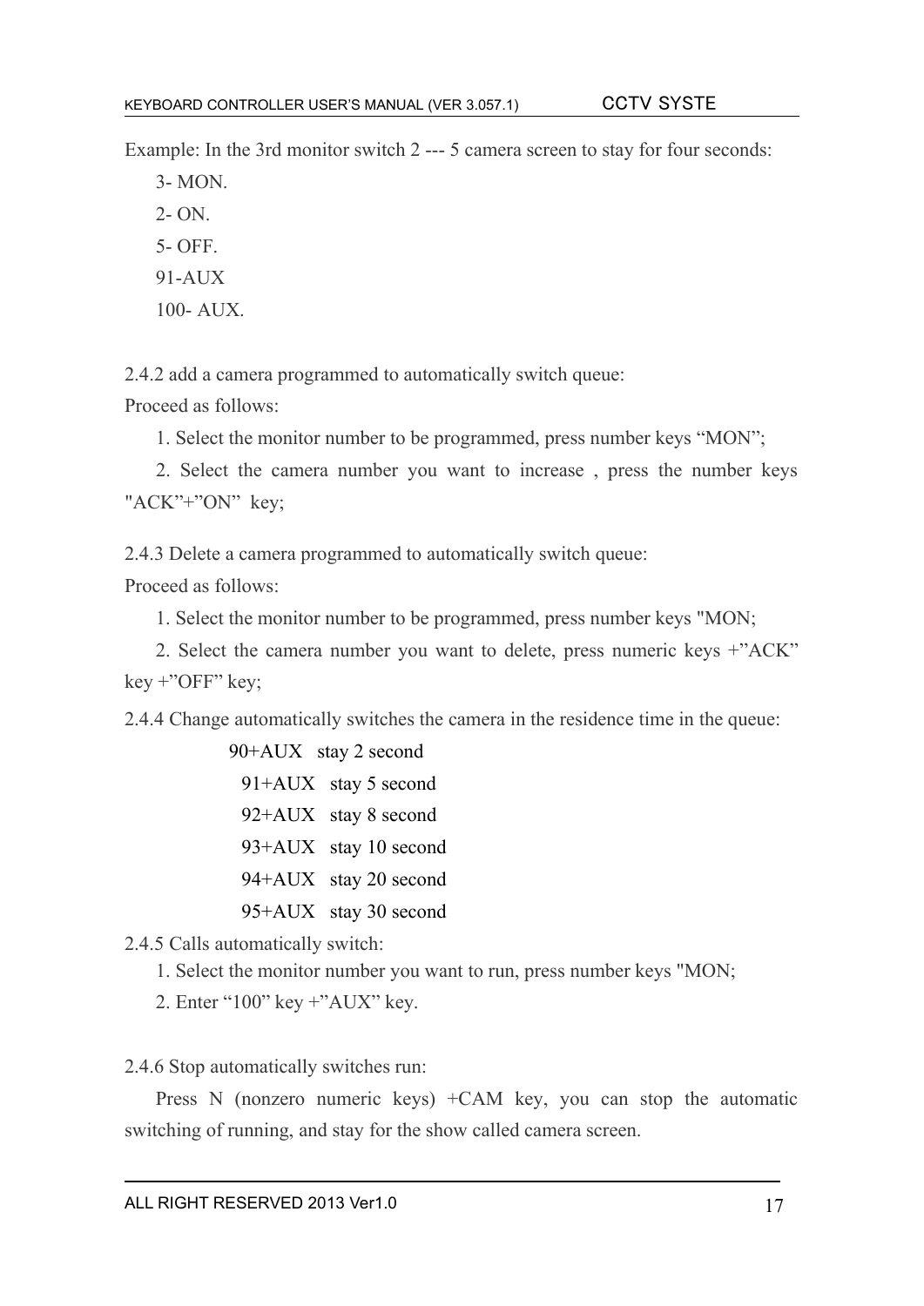Example: In the 3rd monitor switch 2 --- 5 camera screen to stay for four seconds:

3- MON.

2- ON.

5- OFF.

91-AUX

100- AUX.

2.4.2 add a camera programmed to automatically switch queue:

Proceed as follows:

1. Select the monitor number to be programmed, press number keys “MON”;

2. Select the camera number you want to increase , press the number keys "ACK”+”ON” key;

2.4.3 Delete a camera programmed to automatically switch queue:

Proceed as follows:

1. Select the monitor number to be programmed, press number keys "MON;

2. Select the camera number you want to delete, press numeric keys +”ACK” key +”OFF” key;

2.4.4 Change automatically switches the camera in the residence time in the queue:

90+AUX stay 2 second

91+AUX stay 5 second

92+AUX stay 8 second

93+AUX stay 10 second

94+AUX stay 20 second

95+AUX stay 30 second

2.4.5 Calls automatically switch:

1. Select the monitor number you want to run, press number keys "MON;

2. Enter “100” key +”AUX” key.

2.4.6 Stop automatically switches run:

Press N (nonzero numeric keys) +CAM key, you can stop the automatic switching of running, and stay for the show called camera screen.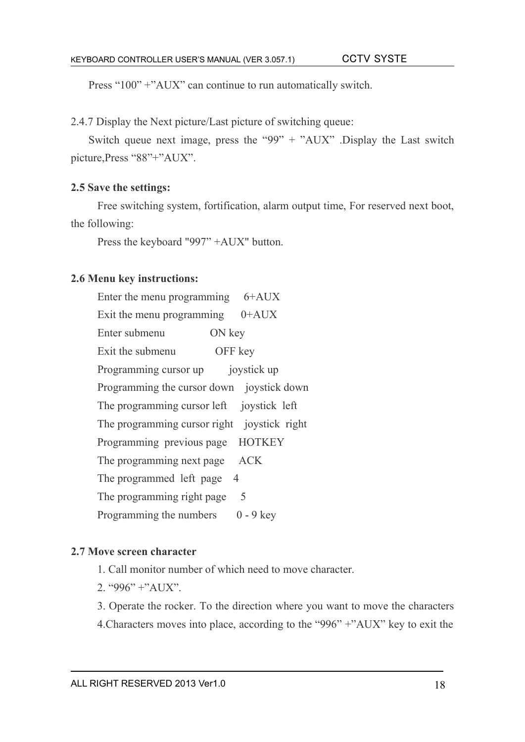Press “100” +”AUX” can continue to run automatically switch.

2.4.7 Display the Next picture/Last picture of switching queue:

Switch queue next image, press the “99” + ”AUX” .Display the Last switch picture,Press “88”+”AUX”.

**2.5 Save the settings:**

Free switching system, fortification, alarm output time, For reserved next boot, the following:

Press the keyboard "997” +AUX" button.

**2.6 Menu key instructions:**

Enter the menu programming 6+AUX

Exit the menu programming 0+AUX

Enter submenu ON key

Exit the submenu OFF key

Programming cursor up joystick up

Programming the cursor down joystick down

The programming cursor left joystick left

The programming cursor right joystick right

Programming previous page HOTKEY

The programming next page ACK

The programmed left page 4

The programming right page 5

Programming the numbers 0 - 9 key

**2.7 Move screen character**

1. Call monitor number of which need to move character.
2. “996” +”AUX”.
3. Operate the rocker. To the direction where you want to move the characters
4. Characters moves into place, according to the “996” +”AUX” key to exit the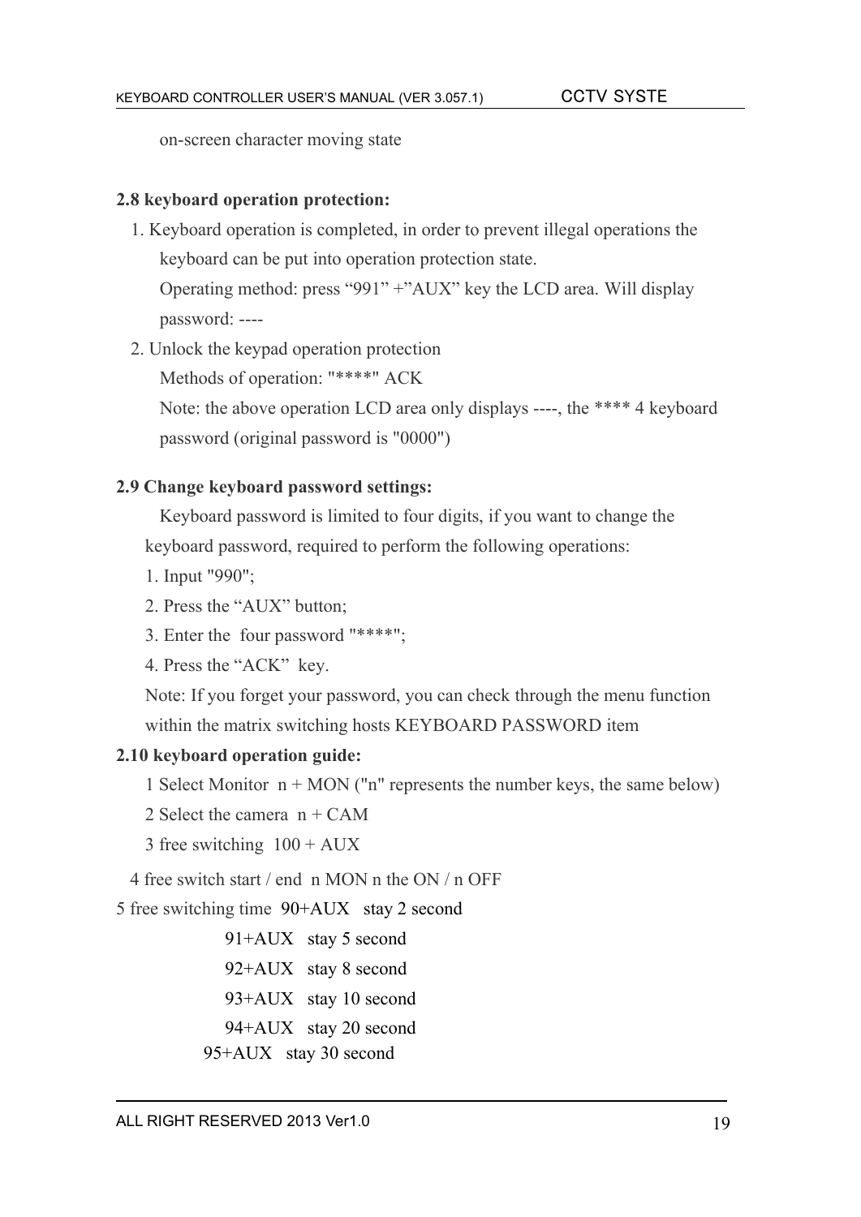on-screen character moving state

**2.8 keyboard operation protection:**

1. Keyboard operation is completed, in order to prevent illegal operations the keyboard can be put into operation protection state.

   Operating method: press “991” +”AUX” key the LCD area. Will display password: ----

2. Unlock the keypad operation protection

   Methods of operation: "****" ACK

   Note: the above operation LCD area only displays ----, the **** 4 keyboard password (original password is "0000")

**2.9 Change keyboard password settings:**

Keyboard password is limited to four digits, if you want to change the keyboard password, required to perform the following operations:

1. Input "990";
2. Press the “AUX” button;
3. Enter the four password "****";
4. Press the “ACK” key.

Note: If you forget your password, you can check through the menu function within the matrix switching hosts KEYBOARD PASSWORD item

**2.10 keyboard operation guide:**

1 Select Monitor n + MON ("n" represents the number keys, the same below)

2 Select the camera n + CAM

3 free switching 100 + AUX

4 free switch start / end n MON n the ON / n OFF

5 free switching time 90+AUX stay 2 second

91+AUX stay 5 second

92+AUX stay 8 second

93+AUX stay 10 second

94+AUX stay 20 second

95+AUX stay 30 second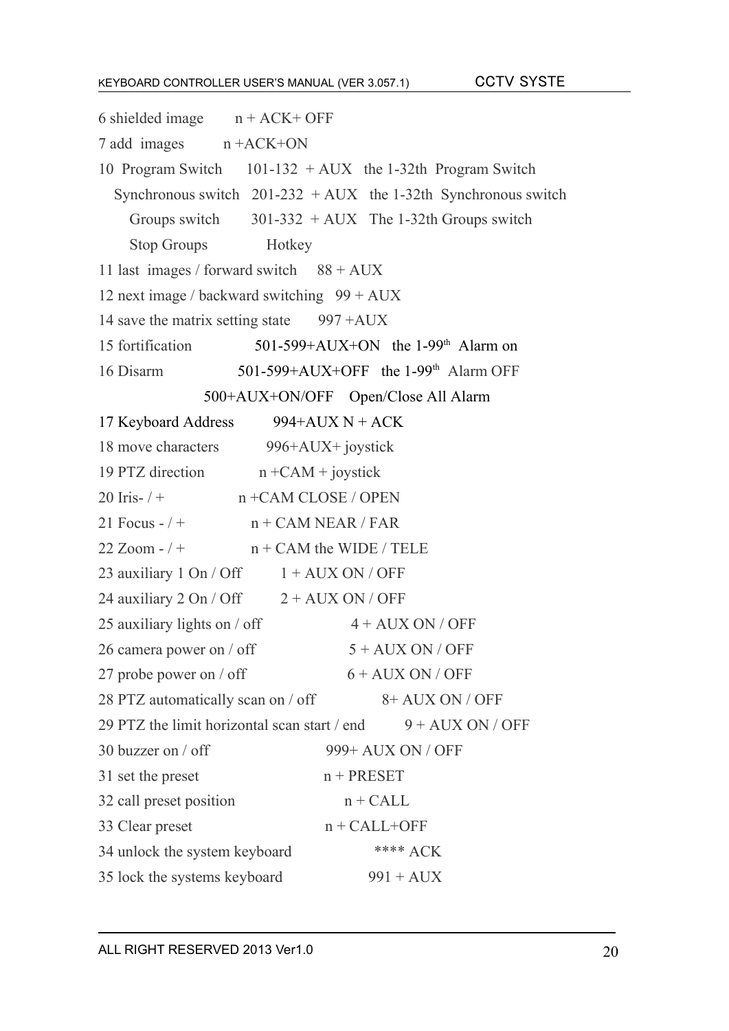6 shielded image n + ACK+ OFF

7 add images n +ACK+ON

10 Program Switch 101-132 + AUX the 1-32th Program Switch

Synchronous switch 201-232 + AUX the 1-32th Synchronous switch

Groups switch 301-332 + AUX The 1-32th Groups switch

Stop Groups Hotkey

11 last images / forward switch 88 + AUX

12 next image / backward switching 99 + AUX

14 save the matrix setting state 997 +AUX

15 fortification 501-599+AUX+ON the 1-99th Alarm on

16 Disarm 501-599+AUX+OFF the 1-99th Alarm OFF

500+AUX+ON/OFF Open/Close All Alarm

17 Keyboard Address 994+AUX N + ACK

18 move characters 996+AUX+ joystick

19 PTZ direction n +CAM + joystick

20 Iris- / + n +CAM CLOSE / OPEN

21 Focus - / + n + CAM NEAR / FAR

22 Zoom - / + n + CAM the WIDE / TELE

23 auxiliary 1 On / Off 1 + AUX ON / OFF

24 auxiliary 2 On / Off 2 + AUX ON / OFF

25 auxiliary lights on / off 4 + AUX ON / OFF

26 camera power on / off 5 + AUX ON / OFF

27 probe power on / off 6 + AUX ON / OFF

28 PTZ automatically scan on / off 8+ AUX ON / OFF

29 PTZ the limit horizontal scan start / end 9 + AUX ON / OFF

30 buzzer on / off 999+ AUX ON / OFF

31 set the preset n + PRESET

32 call preset position n + CALL

33 Clear preset n + CALL+OFF

34 unlock the system keyboard **** ACK

35 lock the systems keyboard 991 + AUX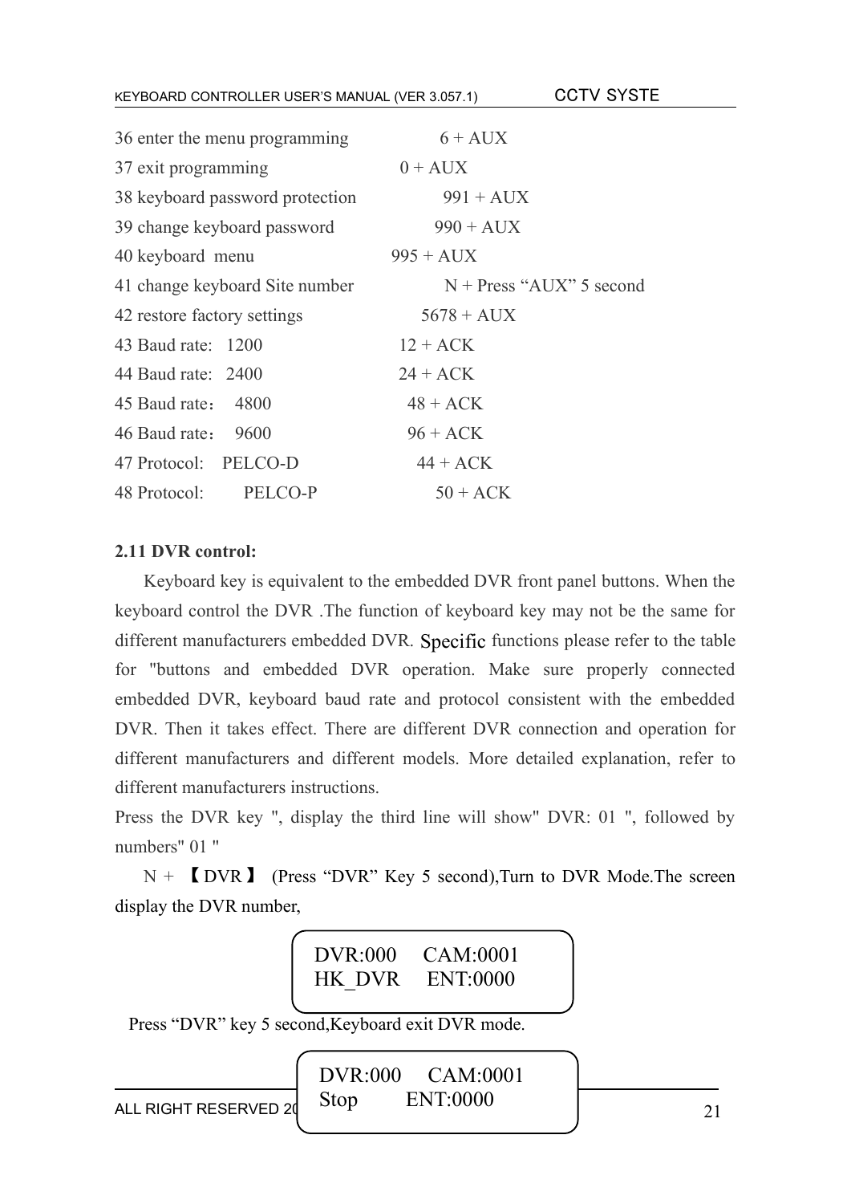36 enter the menu programming 6 + AUX

37 exit programming 0 + AUX

38 keyboard password protection 991 + AUX

39 change keyboard password 990 + AUX

40 keyboard menu 995 + AUX

41 change keyboard Site number N + Press “AUX” 5 second

42 restore factory settings 5678 + AUX

43 Baud rate: 1200 12 + ACK

44 Baud rate: 2400 24 + ACK

45 Baud rate： 4800 48 + ACK

46 Baud rate： 9600 96 + ACK

47 Protocol: PELCO-D 44 + ACK

48 Protocol: PELCO-P 50 + ACK

**2.11 DVR control:**

Keyboard key is equivalent to the embedded DVR front panel buttons. When the keyboard control the DVR .The function of keyboard key may not be the same for different manufacturers embedded DVR. Specific functions please refer to the table for "buttons and embedded DVR operation. Make sure properly connected embedded DVR, keyboard baud rate and protocol consistent with the embedded DVR. Then it takes effect. There are different DVR connection and operation for different manufacturers and different models. More detailed explanation, refer to different manufacturers instructions.

Press the DVR key ", display the third line will show" DVR: 01 ", followed by numbers" 01 "

N + 【DVR】 (Press “DVR” Key 5 second),Turn to DVR Mode.The screen display the DVR number,

```
DVR:000     CAM:0001
HK_DVR      ENT:0000
```

Press “DVR” key 5 second,Keyboard exit DVR mode.

```
DVR:000     CAM:0001
Stop        ENT:0000
```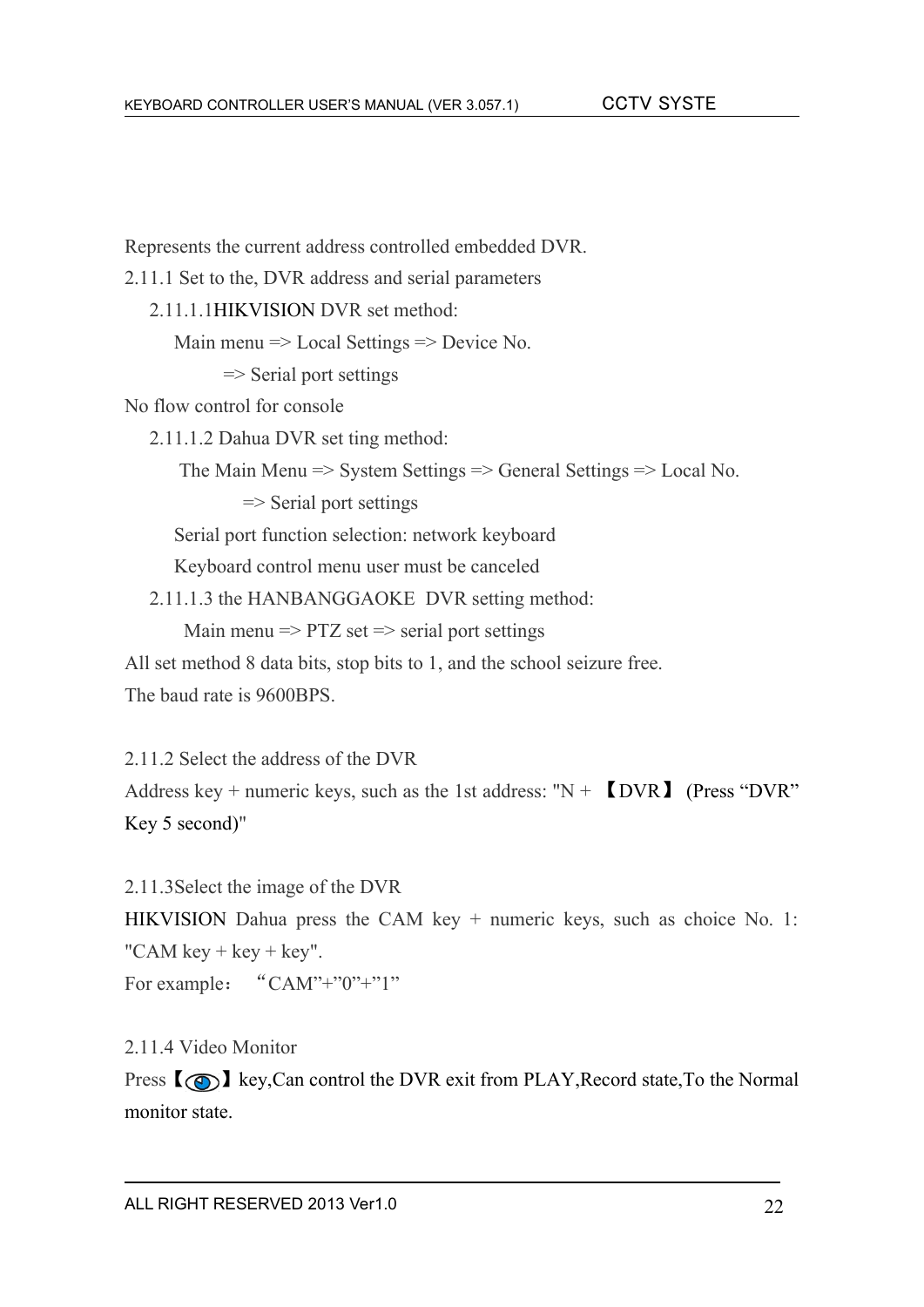Represents the current address controlled embedded DVR.

2.11.1 Set to the, DVR address and serial parameters

2.11.1.1HIKVISION DVR set method:

Main menu => Local Settings => Device No.

=> Serial port settings

No flow control for console

2.11.1.2 Dahua DVR set ting method:

The Main Menu => System Settings => General Settings => Local No.

=> Serial port settings

Serial port function selection: network keyboard

Keyboard control menu user must be canceled

2.11.1.3 the HANBANGGAOKE DVR setting method:

Main menu => PTZ set => serial port settings

All set method 8 data bits, stop bits to 1, and the school seizure free.

The baud rate is 9600BPS.

2.11.2 Select the address of the DVR

Address key + numeric keys, such as the 1st address: "N + 【DVR】 (Press "DVR" Key 5 second)"

2.11.3Select the image of the DVR

HIKVISION Dahua press the CAM key + numeric keys, such as choice No. 1: "CAM key + key + key".

For example： "CAM"+"0"+"1"

2.11.4 Video Monitor

Press【 】key,Can control the DVR exit from PLAY,Record state,To the Normal monitor state.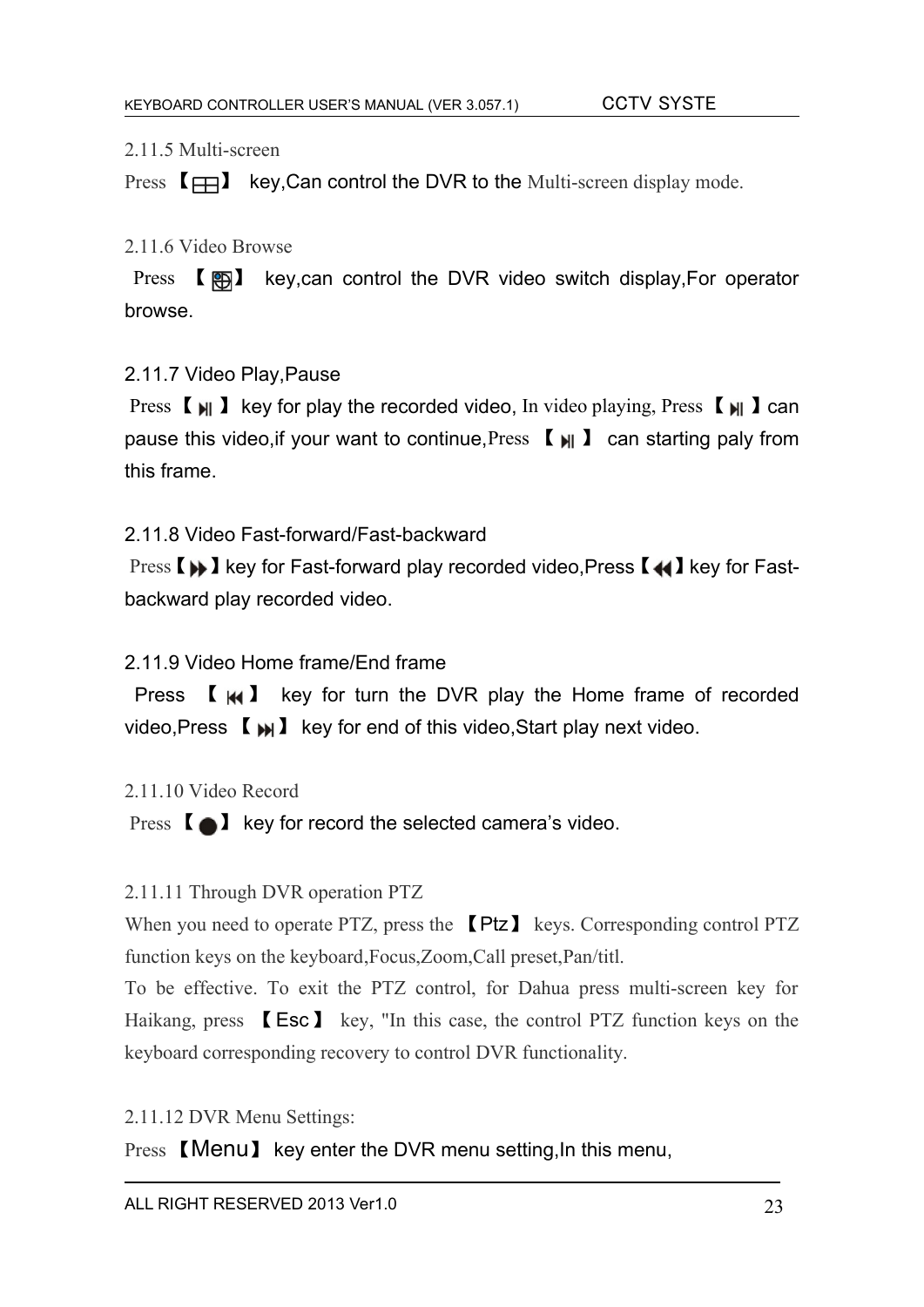## 2.11.5 Multi-screen

Press 【⊞】 key,Can control the DVR to the Multi-screen display mode.

## 2.11.6 Video Browse

Press 【⊕】 key,can control the DVR video switch display,For operator browse.

## 2.11.7 Video Play,Pause

Press 【⏯】 key for play the recorded video, In video playing, Press 【⏯】can pause this video,if your want to continue,Press 【⏯】 can starting paly from this frame.

## 2.11.8 Video Fast-forward/Fast-backward

Press【⏩】key for Fast-forward play recorded video,Press【⏪】key for Fast-backward play recorded video.

## 2.11.9 Video Home frame/End frame

Press 【⏮】 key for turn the DVR play the Home frame of recorded video,Press 【⏭】 key for end of this video,Start play next video.

## 2.11.10 Video Record

Press 【●】 key for record the selected camera's video.

## 2.11.11 Through DVR operation PTZ

When you need to operate PTZ, press the 【Ptz】 keys. Corresponding control PTZ function keys on the keyboard,Focus,Zoom,Call preset,Pan/titl.

To be effective. To exit the PTZ control, for Dahua press multi-screen key for Haikang, press 【Esc】 key, "In this case, the control PTZ function keys on the keyboard corresponding recovery to control DVR functionality.

## 2.11.12 DVR Menu Settings:

Press 【Menu】 key enter the DVR menu setting,In this menu,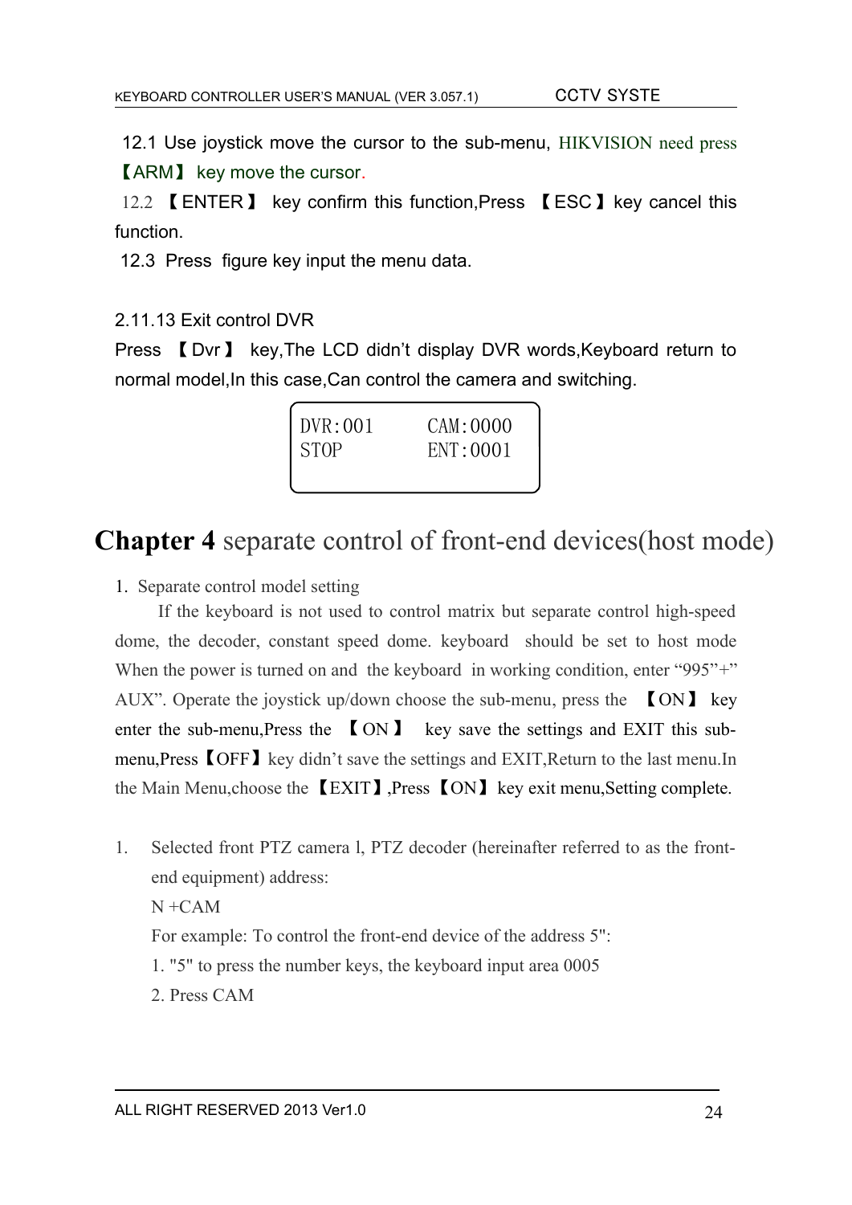12.1 Use joystick move the cursor to the sub-menu, HIKVISION need press 【ARM】 key move the cursor.

12.2 【ENTER】 key confirm this function,Press 【ESC】key cancel this function.

12.3 Press figure key input the menu data.

2.11.13 Exit control DVR

Press 【Dvr】 key,The LCD didn't display DVR words,Keyboard return to normal model,In this case,Can control the camera and switching.

```
DVR:001      CAM:0000
STOP         ENT:0001
```

# **Chapter 4** separate control of front-end devices(host mode)

1. Separate control model setting

If the keyboard is not used to control matrix but separate control high-speed dome, the decoder, constant speed dome. keyboard should be set to host mode When the power is turned on and the keyboard in working condition, enter "995"+" AUX". Operate the joystick up/down choose the sub-menu, press the 【ON】 key enter the sub-menu,Press the 【ON】 key save the settings and EXIT this sub-menu,Press【OFF】key didn't save the settings and EXIT,Return to the last menu.In the Main Menu,choose the【EXIT】,Press【ON】key exit menu,Setting complete.

1. Selected front PTZ camera l, PTZ decoder (hereinafter referred to as the front-end equipment) address:

   N +CAM

   For example: To control the front-end device of the address 5":

   1. "5" to press the number keys, the keyboard input area 0005

   2. Press CAM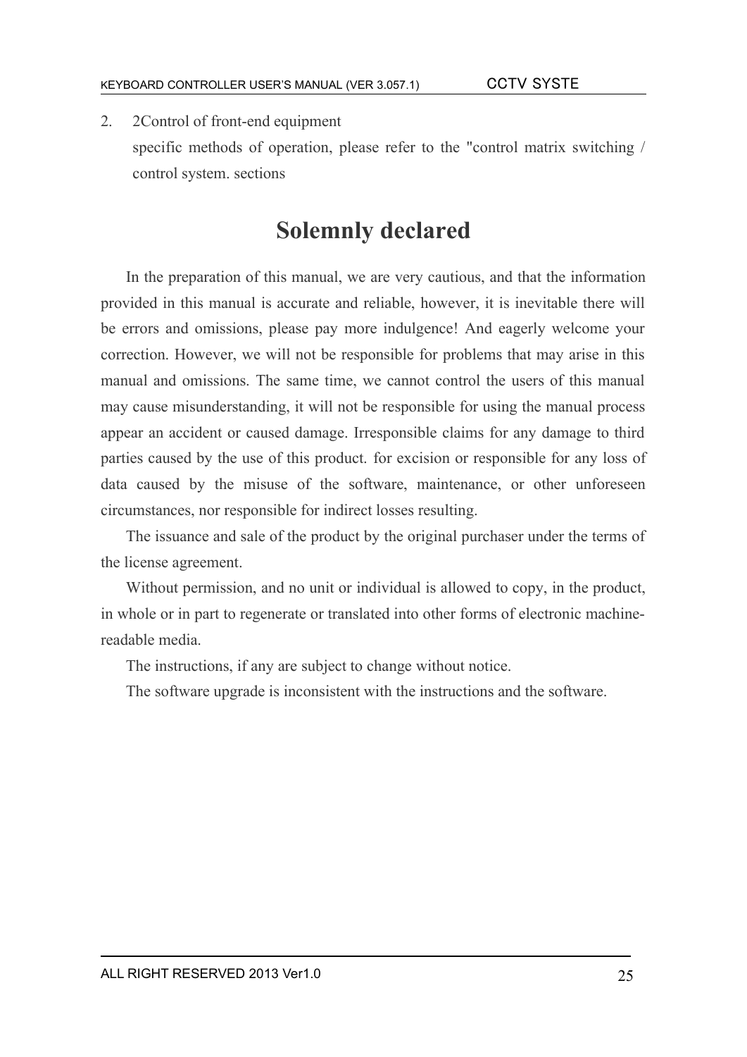2. 2Control of front-end equipment

   specific methods of operation, please refer to the "control matrix switching / control system. sections

# Solemnly declared

In the preparation of this manual, we are very cautious, and that the information provided in this manual is accurate and reliable, however, it is inevitable there will be errors and omissions, please pay more indulgence! And eagerly welcome your correction. However, we will not be responsible for problems that may arise in this manual and omissions. The same time, we cannot control the users of this manual may cause misunderstanding, it will not be responsible for using the manual process appear an accident or caused damage. Irresponsible claims for any damage to third parties caused by the use of this product. for excision or responsible for any loss of data caused by the misuse of the software, maintenance, or other unforeseen circumstances, nor responsible for indirect losses resulting.

The issuance and sale of the product by the original purchaser under the terms of the license agreement.

Without permission, and no unit or individual is allowed to copy, in the product, in whole or in part to regenerate or translated into other forms of electronic machine-readable media.

The instructions, if any are subject to change without notice.

The software upgrade is inconsistent with the instructions and the software.